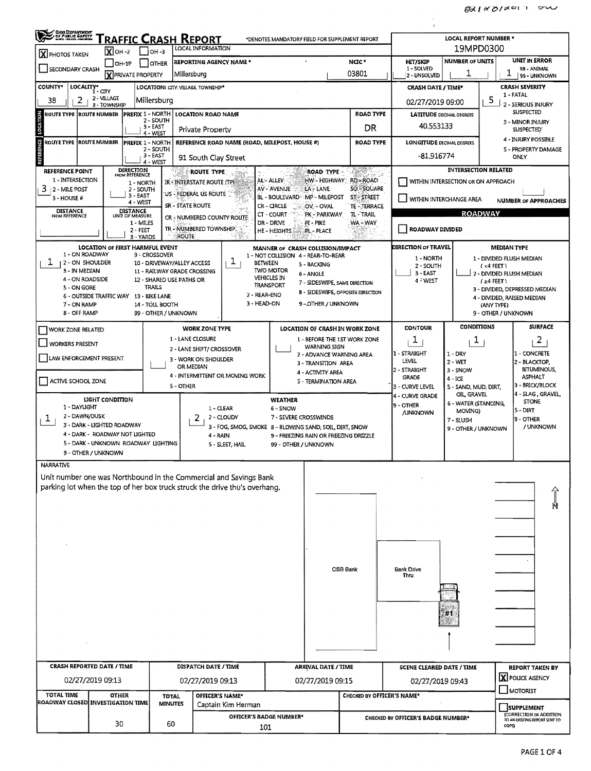# TRAFFIC CRASH REPORT

OHIO DEPARTMENT OF PUBLIC SAFETY

*DENOTES MANDATORY FIELD FOR SUPPLEMENT REPORT

LOCAL REPORT NUMBER *: 19MPD0300

| Field | Value |
|---|---|
| PHOTOS TAKEN | X |
| OH-2 | X |
| OH-3 | |
| OH-1P | |
| OTHER | |
| SECONDARY CRASH | |
| PRIVATE PROPERTY | X |
| LOCAL INFORMATION | |
| REPORTING AGENCY NAME * | Millersburg |
| NCIC * | 03801 |
| HIT/SKIP (1 - SOLVED, 2 - UNSOLVED) | |
| NUMBER OF UNITS | 1 |
| UNIT IN ERROR (98 - ANIMAL, 99 - UNKNOWN) | 1 |
| COUNTY* | 38 |
| LOCALITY* (1 - CITY, 2 - VILLAGE, 3 - TOWNSHIP) | 2 |
| LOCATION: CITY, VILLAGE, TOWNSHIP* | Millersburg |
| CRASH DATE / TIME* | 02/27/2019 09:00 |
| CRASH SEVERITY (1 - FATAL, 2 - SERIOUS INJURY SUSPECTED, 3 - MINOR INJURY SUSPECTED, 4 - INJURY POSSIBLE, 5 - PROPERTY DAMAGE ONLY) | 5 |

## LOCATION

| ROUTE TYPE | ROUTE NUMBER | PREFIX (1 - NORTH, 2 - SOUTH, 3 - EAST, 4 - WEST) | LOCATION ROAD NAME | ROAD TYPE | LATITUDE DECIMAL DEGREES |
|---|---|---|---|---|---|
| | | | Private Property | DR | 40.553133 |

## REFERENCE

| ROUTE TYPE | ROUTE NUMBER | PREFIX (1 - NORTH, 2 - SOUTH, 3 - EAST, 4 - WEST) | REFERENCE ROAD NAME (ROAD, MILEPOST, HOUSE #) | ROAD TYPE | LONGITUDE DECIMAL DEGREES |
|---|---|---|---|---|---|
| | | | 91 South Clay Street | | -81.916774 |

REFERENCE POINT (1 - INTERSECTION, 2 - MILE POST, 3 - HOUSE #): 3

DIRECTION FROM REFERENCE (1 - NORTH, 2 - SOUTH, 3 - EAST, 4 - WEST):

DISTANCE FROM REFERENCE:

DISTANCE UNIT OF MEASURE (1 - MILES, 2 - FEET, 3 - YARDS):

ROUTE TYPE: IR - INTERSTATE ROUTE (TP); US - FEDERAL US ROUTE; SR - STATE ROUTE; CR - NUMBERED COUNTY ROUTE; TR - NUMBERED TOWNSHIP ROUTE

ROAD TYPE: AL - ALLEY; AV - AVENUE; BL - BOULEVARD; CR - CIRCLE; CT - COURT; DR - DRIVE; HE - HEIGHTS; HW - HIGHWAY; LA - LANE; MP - MILEPOST; OV - OVAL; PK - PARKWAY; PI - PIKE; PL - PLACE; RD - ROAD; SQ - SQUARE; ST - STREET; TE - TERRACE; TL - TRAIL; WA - WAY

INTERSECTION RELATED: WITHIN INTERSECTION OR ON APPROACH [ ]; WITHIN INTERCHANGE AREA [ ]; NUMBER OF APPROACHES:

## ROADWAY

ROADWAY DIVIDED [ ]

LOCATION OF FIRST HARMFUL EVENT: 1
1 - ON ROADWAY; 2 - ON SHOULDER; 3 - IN MEDIAN; 4 - ON ROADSIDE; 5 - ON GORE; 6 - OUTSIDE TRAFFIC WAY; 7 - ON RAMP; 8 - OFF RAMP; 9 - CROSSOVER; 10 - DRIVEWAY/ALLEY ACCESS; 11 - RAILWAY GRADE CROSSING; 12 - SHARED USE PATHS OR TRAILS; 13 - BIKE LANE; 14 - TOLL BOOTH; 99 - OTHER / UNKNOWN

MANNER OF CRASH COLLISION/IMPACT: 1
1 - NOT COLLISION BETWEEN TWO MOTOR VEHICLES IN TRANSPORT; 2 - REAR-END; 3 - HEAD-ON; 4 - REAR-TO-REAR; 5 - BACKING; 6 - ANGLE; 7 - SIDESWIPE, SAME DIRECTION; 8 - SIDESWIPE, OPPOSITE DIRECTION; 9 - OTHER / UNKNOWN

DIRECTION OF TRAVEL: 1 - NORTH; 2 - SOUTH; 3 - EAST; 4 - WEST

MEDIAN TYPE: 1 - DIVIDED FLUSH MEDIAN (<4 FEET); 2 - DIVIDED FLUSH MEDIAN (≥4 FEET); 3 - DIVIDED, DEPRESSED MEDIAN; 4 - DIVIDED, RAISED MEDIAN (ANY TYPE); 9 - OTHER / UNKNOWN

WORK ZONE RELATED [ ]; WORKERS PRESENT [ ]; LAW ENFORCEMENT PRESENT [ ]; ACTIVE SCHOOL ZONE [ ]

WORK ZONE TYPE: 1 - LANE CLOSURE; 2 - LANE SHIFT/ CROSSOVER; 3 - WORK ON SHOULDER OR MEDIAN; 4 - INTERMITTENT OR MOVING WORK; 5 - OTHER

LOCATION OF CRASH IN WORK ZONE: 1 - BEFORE THE 1ST WORK ZONE WARNING SIGN; 2 - ADVANCE WARNING AREA; 3 - TRANSITION AREA; 4 - ACTIVITY AREA; 5 - TERMINATION AREA

CONTOUR: 1 (1 - STRAIGHT LEVEL; 2 - STRAIGHT GRADE; 3 - CURVE LEVEL; 4 - CURVE GRADE; 9 - OTHER /UNKNOWN)

CONDITIONS: 1 (1 - DRY; 2 - WET; 3 - SNOW; 4 - ICE; 5 - SAND, MUD, DIRT, OIL, GRAVEL; 6 - WATER (STANDING, MOVING); 7 - SLUSH; 9 - OTHER / UNKNOWN)

SURFACE: 2 (1 - CONCRETE; 2 - BLACKTOP, BITUMINOUS, ASPHALT; 3 - BRICK/BLOCK; 4 - SLAG, GRAVEL, STONE; 5 - DIRT; 9 - OTHER / UNKNOWN)

LIGHT CONDITION: 1 (1 - DAYLIGHT; 2 - DAWN/DUSK; 3 - DARK - LIGHTED ROADWAY; 4 - DARK - ROADWAY NOT LIGHTED; 5 - DARK - UNKNOWN ROADWAY LIGHTING; 9 - OTHER / UNKNOWN)

WEATHER: 2 (1 - CLEAR; 2 - CLOUDY; 3 - FOG, SMOG, SMOKE; 4 - RAIN; 5 - SLEET, HAIL; 6 - SNOW; 7 - SEVERE CROSSWINDS; 8 - BLOWING SAND, SOIL, DIRT, SNOW; 9 - FREEZING RAIN OR FREEZING DRIZZLE; 99 - OTHER / UNKNOWN)

## NARRATIVE

Unit number one was Northbound in the Commercial and Savings Bank parking lot when the top of her box truck struck the drive thu's overhang.

CSB Bank

Bank Drive Thru

#1

N

| CRASH REPORTED DATE / TIME | DISPATCH DATE / TIME | ARRIVAL DATE / TIME | SCENE CLEARED DATE / TIME | REPORT TAKEN BY |
|---|---|---|---|---|
| 02/27/2019 09:13 | 02/27/2019 09:13 | 02/27/2019 09:15 | 02/27/2019 09:43 | [X] POLICE AGENCY [ ] MOTORIST |

| TOTAL TIME ROADWAY CLOSED | OTHER INVESTIGATION TIME | TOTAL MINUTES | OFFICER'S NAME* | CHECKED BY OFFICER'S NAME* |
|---|---|---|---|---|
| | 30 | 60 | Captain Kim Herman | |

| OFFICER'S BADGE NUMBER* | CHECKED BY OFFICER'S BADGE NUMBER* | SUPPLEMENT (CORRECTION OR ADDITION TO AN EXISTING REPORT SENT TO ODPS) |
|---|---|---|
| 101 | | [ ] |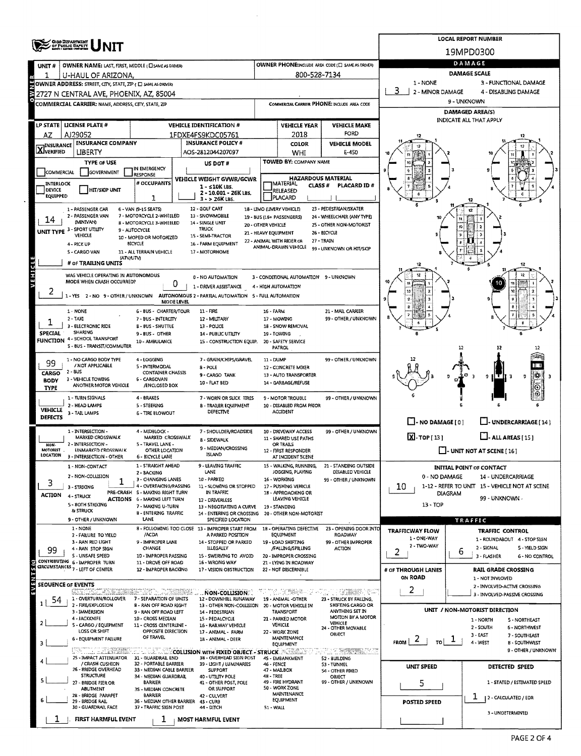# OHIO DEPARTMENT OF PUBLIC SAFETY — UNIT

**LOCAL REPORT NUMBER:** 19MPD0300

| UNIT # | OWNER NAME: LAST, FIRST, MIDDLE (☐ SAME AS DRIVER) | OWNER PHONE: INCLUDE AREA CODE (☐ SAME AS DRIVER) |
|---|---|---|
| 1 | U-HAUL OF ARIZONA, | 800-528-7134 |

**OWNER ADDRESS:** STREET, CITY, STATE, ZIP (☐ SAME AS DRIVER)
2727 N CENTRAL AVE, PHOENIX, AZ, 85004

**COMMERCIAL CARRIER:** NAME, ADDRESS, CITY, STATE, ZIP — **COMMERCIAL CARRIER PHONE:** INCLUDE AREA CODE

| LP STATE | LICENSE PLATE # | VEHICLE IDENTIFICATION # | VEHICLE YEAR | VEHICLE MAKE |
|---|---|---|---|---|
| AZ | AJ29052 | 1FDXE4FS9KDC05761 | 2018 | FORD |

| INSURANCE | INSURANCE COMPANY | INSURANCE POLICY # | COLOR | VEHICLE MODEL |
|---|---|---|---|---|
| ☒ VERIFIED | LIBERTY | AOS-2812044207097 | WHI | E-450 |

**TYPE OF USE:** ☐ COMMERCIAL ☐ GOVERNMENT ☐ IN EMERGENCY RESPONSE
**US DOT #:**
**TOWED BY:** COMPANY NAME

☐ INTERLOCK DEVICE EQUIPPED ☐ HIT/SKIP UNIT
**# OCCUPANTS:** 1

**VEHICLE WEIGHT GVWR/GCWR:** 1 - ≤10K LBS. 2 - 10.001 - 26K LBS. 3 - > 26K LBS.

**HAZARDOUS MATERIAL:** ☐ MATERIAL RELEASED ☐ PLACARD — CLASS # — PLACARD ID #

**UNIT TYPE:** 14
1 - PASSENGER CAR, 2 - PASSENGER VAN (MINIVAN), 3 - SPORT UTILITY VEHICLE, 4 - PICK UP, 5 - CARGO VAN, 6 - VAN (9-15 SEATS), 7 - MOTORCYCLE 2-WHEELED, 8 - MOTORCYCLE 3-WHEELED, 9 - AUTOCYCLE, 10 - MOPED OR MOTORIZED BICYCLE, 11 - ALL TERRAIN VEHICLE (ATV/UTV), 12 - GOLF CART, 13 - SNOWMOBILE, 14 - SINGLE UNIT TRUCK, 15 - SEMI-TRACTOR, 16 - FARM EQUIPMENT, 17 - MOTORHOME, 18 - LIMO (LIVERY VEHICLE), 19 - BUS (16+ PASSENGERS), 20 - OTHER VEHICLE, 21 - HEAVY EQUIPMENT, 22 - ANIMAL WITH RIDER OR ANIMAL-DRAWN VEHICLE, 23 - PEDESTRIAN/SKATER, 24 - WHEELCHAIR (ANY TYPE), 25 - OTHER NON-MOTORIST, 26 - BICYCLE, 27 - TRAIN, 99 - UNKNOWN OR HIT/SKIP

**# OF TRAILING UNITS:**

**WAS VEHICLE OPERATING IN AUTONOMOUS MODE WHEN CRASH OCCURRED?** 2
1 - YES 2 - NO 9 - OTHER / UNKNOWN

**AUTONOMOUS MODE LEVEL:** 0
0 - NO AUTOMATION, 1 - DRIVER ASSISTANCE, 2 - PARTIAL AUTOMATION, 3 - CONDITIONAL AUTOMATION, 4 - HIGH AUTOMATION, 5 - FULL AUTOMATION, 9 - UNKNOWN

**SPECIAL FUNCTION:** 1
1 - NONE, 2 - TAXI, 3 - ELECTRONIC RIDE SHARING, 4 - SCHOOL TRANSPORT, 5 - BUS - TRANSIT/COMMUTER, 6 - BUS - CHARTER/TOUR, 7 - BUS - INTERCITY, 8 - BUS - SHUTTLE, 9 - BUS - OTHER, 10 - AMBULANCE, 11 - FIRE, 12 - MILITARY, 13 - POLICE, 14 - PUBLIC UTILITY, 15 - CONSTRUCTION EQUIP., 16 - FARM, 17 - MOWING, 18 - SNOW REMOVAL, 19 - TOWING, 20 - SAFETY SERVICE PATROL, 21 - MAIL CARRIER, 99 - OTHER / UNKNOWN

**CARGO BODY TYPE:** 99
1 - NO CARGO BODY TYPE / NOT APPLICABLE, 2 - BUS, 3 - VEHICLE TOWING ANOTHER MOTOR VEHICLE, 4 - LOGGING, 5 - INTERMODAL CONTAINER CHASSIS, 6 - CARGOVAN /ENCLOSED BOX, 7 - GRAIN/CHIPS/GRAVEL, 8 - POLE, 9 - CARGO TANK, 10 - FLAT BED, 11 - DUMP, 12 - CONCRETE MIXER, 13 - AUTO TRANSPORTER, 14 - GARBAGE/REFUSE, 99 - OTHER / UNKNOWN

**VEHICLE DEFECTS:**
1 - TURN SIGNALS, 2 - HEAD LAMPS, 3 - TAIL LAMPS, 4 - BRAKES, 5 - STEERING, 6 - TIRE BLOWOUT, 7 - WORN OR SLICK TIRES, 8 - TRAILER EQUIPMENT DEFECTIVE, 9 - MOTOR TROUBLE, 10 - DISABLED FROM PRIOR ACCIDENT, 99 - OTHER / UNKNOWN

**NON-MOTORIST LOCATION:**
1 - INTERSECTION - MARKED CROSSWALK, 2 - INTERSECTION - UNMARKED CROSSWALK, 3 - INTERSECTION - OTHER, 4 - MIDBLOCK - MARKED CROSSWALK, 5 - TRAVEL LANE - OTHER LOCATION, 6 - BICYCLE LANE, 7 - SHOULDER/ROADSIDE, 8 - SIDEWALK, 9 - MEDIAN/CROSSING ISLAND, 10 - DRIVEWAY ACCESS, 11 - SHARED USE PATHS OR TRAILS, 12 - FIRST RESPONDER AT INCIDENT SCENE, 99 - OTHER / UNKNOWN

**ACTION:** 3 — **PRE-CRASH ACTIONS:** 1
ACTION: 1 - NON-CONTACT, 2 - NON-COLLISION, 3 - STRIKING, 4 - STRUCK, 5 - BOTH STRIKING & STRUCK, 9 - OTHER / UNKNOWN
PRE-CRASH ACTIONS: 1 - STRAIGHT AHEAD, 2 - BACKING, 3 - CHANGING LANES, 4 - OVERTAKING/PASSING, 5 - MAKING RIGHT TURN, 6 - MAKING LEFT TURN, 7 - MAKING U-TURN, 8 - ENTERING TRAFFIC LANE, 9 - LEAVING TRAFFIC LANE, 10 - PARKED, 11 - SLOWING OR STOPPED IN TRAFFIC, 12 - DRIVERLESS, 13 - NEGOTIATING A CURVE, 14 - ENTERING OR CROSSING SPECIFIED LOCATION, 15 - WALKING, RUNNING, JOGGING, PLAYING, 16 - WORKING, 17 - PUSHING VEHICLE, 18 - APPROACHING OR LEAVING VEHICLE, 19 - STANDING, 20 - OTHER NON-MOTORIST, 21 - STANDING OUTSIDE DISABLED VEHICLE, 99 - OTHER / UNKNOWN

**CONTRIBUTING CIRCUMSTANCES:** 99
1 - NONE, 2 - FAILURE TO YIELD, 3 - RAN RED LIGHT, 4 - RAN STOP SIGN, 5 - UNSAFE SPEED, 6 - IMPROPER TURN, 7 - LEFT OF CENTER, 8 - FOLLOWING TOO CLOSE /ACDA, 9 - IMPROPER LANE CHANGE, 10 - IMPROPER PASSING, 11 - DROVE OFF ROAD, 12 - IMPROPER BACKING, 13 - IMPROPER START FROM A PARKED POSITION, 14 - STOPPED OR PARKED ILLEGALLY, 15 - SWERVING TO AVOID, 16 - WRONG WAY, 17 - VISION OBSTRUCTION, 18 - OPERATING DEFECTIVE EQUIPMENT, 19 - LOAD SHIFTING /FALLING/SPILLING, 20 - IMPROPER CROSSING, 21 - LYING IN ROADWAY, 22 - NOT DISCERNIBLE, 23 - OPENING DOOR INTO ROADWAY, 99 - OTHER IMPROPER ACTION

**SEQUENCE OF EVENTS:**
1: 54
2:
3:
4:
5:
6:

NON-COLLISION: 1 - OVERTURN/ROLLOVER, 2 - FIRE/EXPLOSION, 3 - IMMERSION, 4 - JACKKNIFE, 5 - CARGO / EQUIPMENT LOSS OR SHIFT, 6 - EQUIPMENT FAILURE, 7 - SEPARATION OF UNITS, 8 - RAN OFF ROAD RIGHT, 9 - RAN OFF ROAD LEFT, 10 - CROSS MEDIAN, 11 - CROSS CENTERLINE - OPPOSITE DIRECTION OF TRAVEL, 12 - DOWNHILL RUNAWAY, 13 - OTHER NON-COLLISION, 14 - PEDESTRIAN, 15 - PEDALCYCLE, 16 - RAILWAY VEHICLE, 17 - ANIMAL - FARM, 18 - ANIMAL - DEER, 19 - ANIMAL -OTHER, 20 - MOTOR VEHICLE IN TRANSPORT, 21 - PARKED MOTOR VEHICLE, 22 - WORK ZONE MAINTENANCE EQUIPMENT, 23 - STRUCK BY FALLING, SHIFTING CARGO OR ANYTHING SET IN MOTION BY A MOTOR VEHICLE, 24 - OTHER MOVABLE OBJECT

COLLISION WITH FIXED OBJECT - STRUCK: 25 - IMPACT ATTENUATOR / CRASH CUSHION, 26 - BRIDGE OVERHEAD STRUCTURE, 27 - BRIDGE PIER OR ABUTMENT, 28 - BRIDGE PARAPET, 29 - BRIDGE RAIL, 30 - GUARDRAIL FACE, 31 - GUARDRAIL END, 32 - PORTABLE BARRIER, 33 - MEDIAN CABLE BARRIER, 34 - MEDIAN GUARDRAIL BARRIER, 35 - MEDIAN CONCRETE BARRIER, 36 - MEDIAN OTHER BARRIER, 37 - TRAFFIC SIGN POST, 38 - OVERHEAD SIGN POST, 39 - LIGHT / LUMINARIES SUPPORT, 40 - UTILITY POLE, 41 - OTHER POST, POLE OR SUPPORT, 42 - CULVERT, 43 - CURB, 44 - DITCH, 45 - EMBANKMENT, 46 - FENCE, 47 - MAILBOX, 48 - TREE, 49 - FIRE HYDRANT, 50 - WORK ZONE MAINTENANCE EQUIPMENT, 51 - WALL, 52 - BUILDING, 53 - TUNNEL, 54 - OTHER FIXED OBJECT, 99 - OTHER / UNKNOWN

**FIRST HARMFUL EVENT:** 1 — **MOST HARMFUL EVENT:** 1

## DAMAGE

**DAMAGE SCALE:** 3
1 - NONE, 2 - MINOR DAMAGE, 3 - FUNCTIONAL DAMAGE, 4 - DISABLING DAMAGE, 9 - UNKNOWN

**DAMAGED AREA(S)** — INDICATE ALL THAT APPLY: 10

☐ - NO DAMAGE [ 0 ] ☐ - UNDERCARRIAGE [ 14 ]
☒ - TOP [ 13 ] ☐ - ALL AREAS [ 15 ]
☐ - UNIT NOT AT SCENE [ 16 ]

**INITIAL POINT OF CONTACT:** 10
0 - NO DAMAGE, 1-12 - REFER TO UNIT DIAGRAM, 13 - TOP, 14 - UNDERCARRIAGE, 15 - VEHICLE NOT AT SCENE, 99 - UNKNOWN

## TRAFFIC

**TRAFFICWAY FLOW:** 2 (1 - ONE-WAY, 2 - TWO-WAY)

**TRAFFIC CONTROL:** 6
1 - ROUNDABOUT, 2 - SIGNAL, 3 - FLASHER, 4 - STOP SIGN, 5 - YIELD SIGN, 6 - NO CONTROL

**# OF THROUGH LANES ON ROAD:** 2

**RAIL GRADE CROSSING:** 1 - NOT INVOLVED, 2 - INVOLVED-ACTIVE CROSSING, 3 - INVOLVED-PASSIVE CROSSING

**UNIT / NON-MOTORIST DIRECTION:** FROM 2 TO 1
1 - NORTH, 2 - SOUTH, 3 - EAST, 4 - WEST, 5 - NORTHEAST, 6 - NORTHWEST, 7 - SOUTHEAST, 8 - SOUTHWEST, 9 - OTHER / UNKNOWN

**UNIT SPEED:** 5

**POSTED SPEED:**

**DETECTED SPEED:** 1
1 - STATED / ESTIMATED SPEED, 2 - CALCULATED / EDR, 3 - UNDETERMINED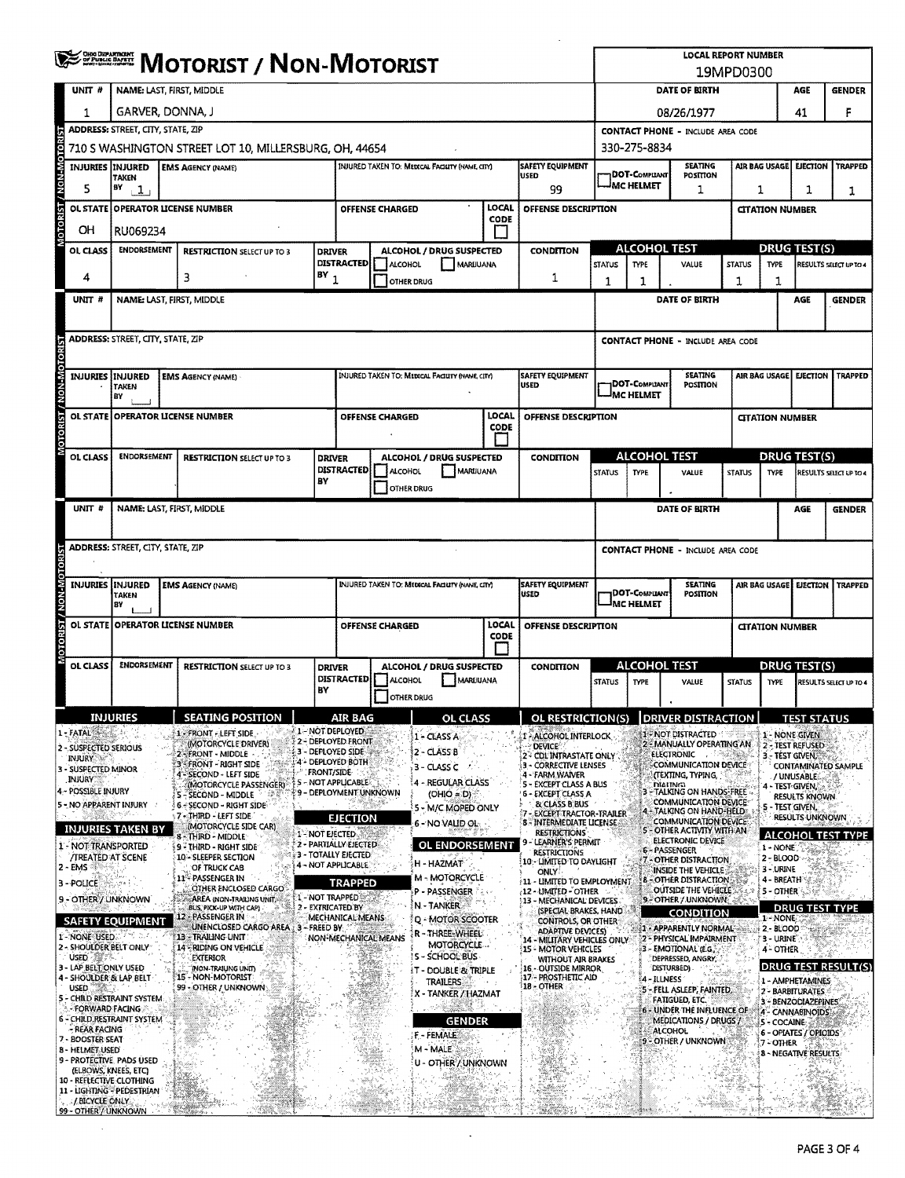# MOTORIST / NON-MOTORIST

**LOCAL REPORT NUMBER:** 19MPD0300

## Unit 1

| UNIT # | NAME: LAST, FIRST, MIDDLE | DATE OF BIRTH | AGE | GENDER |
|---|---|---|---|---|
| 1 | GARVER, DONNA, J | 08/26/1977 | 41 | F |

| ADDRESS: STREET, CITY, STATE, ZIP | CONTACT PHONE - INCLUDE AREA CODE |
|---|---|
| 710 S WASHINGTON STREET LOT 10, MILLERSBURG, OH, 44654 | 330-275-8834 |

| INJURIES | INJURED TAKEN BY | EMS AGENCY (NAME) | INJURED TAKEN TO: MEDICAL FACILITY (NAME, CITY) | SAFETY EQUIPMENT USED | DOT-COMPLIANT MC HELMET | SEATING POSITION | AIR BAG USAGE | EJECTION | TRAPPED |
|---|---|---|---|---|---|---|---|---|---|
| 5 | 1 | | | 99 | | 1 | 1 | 1 | 1 |

| OL STATE | OPERATOR LICENSE NUMBER | OFFENSE CHARGED | LOCAL CODE | OFFENSE DESCRIPTION | CITATION NUMBER |
|---|---|---|---|---|---|
| OH | RU069234 | | | | |

| OL CLASS | ENDORSEMENT | RESTRICTION SELECT UP TO 3 | DRIVER DISTRACTED BY | ALCOHOL / DRUG SUSPECTED | CONDITION | ALCOHOL TEST STATUS | ALCOHOL TEST TYPE | ALCOHOL TEST VALUE | DRUG TEST STATUS | DRUG TEST TYPE | DRUG TEST RESULTS SELECT UP TO 4 |
|---|---|---|---|---|---|---|---|---|---|---|---|
| 4 | | 3 | 1 | ☐ ALCOHOL ☐ MARIJUANA ☐ OTHER DRUG | 1 | 1 | 1 | . | 1 | 1 | |

## Unit (blank)

| UNIT # | NAME: LAST, FIRST, MIDDLE | DATE OF BIRTH | AGE | GENDER |
|---|---|---|---|---|
| | | | | |

## Unit (blank)

| UNIT # | NAME: LAST, FIRST, MIDDLE | DATE OF BIRTH | AGE | GENDER |
|---|---|---|---|---|
| | | | | |

## Codes

**INJURIES**
1 - FATAL
2 - SUSPECTED SERIOUS INJURY
3 - SUSPECTED MINOR INJURY
4 - POSSIBLE INJURY
5 - NO APPARENT INJURY

**INJURIES TAKEN BY**
1 - NOT TRANSPORTED /TREATED AT SCENE
2 - EMS
3 - POLICE
9 - OTHER / UNKNOWN

**SAFETY EQUIPMENT**
1 - NONE USED
2 - SHOULDER BELT ONLY USED
3 - LAP BELT ONLY USED
4 - SHOULDER & LAP BELT USED
5 - CHILD RESTRAINT SYSTEM - FORWARD FACING
6 - CHILD RESTRAINT SYSTEM - REAR FACING
7 - BOOSTER SEAT
8 - HELMET USED
9 - PROTECTIVE PADS USED (ELBOWS, KNEES, ETC)
10 - REFLECTIVE CLOTHING
11 - LIGHTING - PEDESTRIAN / BICYCLE ONLY
99 - OTHER / UNKNOWN

**SEATING POSITION**
1 - FRONT - LEFT SIDE (MOTORCYCLE DRIVER)
2 - FRONT - MIDDLE
3 - FRONT - RIGHT SIDE
4 - SECOND - LEFT SIDE (MOTORCYCLE PASSENGER)
5 - SECOND - MIDDLE
6 - SECOND - RIGHT SIDE
7 - THIRD - LEFT SIDE (MOTORCYCLE SIDE CAR)
8 - THIRD - MIDDLE
9 - THIRD - RIGHT SIDE
10 - SLEEPER SECTION OF TRUCK CAB
11 - PASSENGER IN OTHER ENCLOSED CARGO AREA (NON-TRAILING UNIT, BUS, PICK-UP WITH CAP)
12 - PASSENGER IN UNENCLOSED CARGO AREA
13 - TRAILING UNIT
14 - RIDING ON VEHICLE EXTERIOR (NON-TRAILING UNIT)
15 - NON-MOTORIST
99 - OTHER / UNKNOWN

**AIR BAG**
1 - NOT DEPLOYED
2 - DEPLOYED FRONT
3 - DEPLOYED SIDE
4 - DEPLOYED BOTH FRONT/SIDE
5 - NOT APPLICABLE
9 - DEPLOYMENT UNKNOWN

**EJECTION**
1 - NOT EJECTED
2 - PARTIALLY EJECTED
3 - TOTALLY EJECTED
4 - NOT APPLICABLE

**TRAPPED**
1 - NOT TRAPPED
2 - EXTRICATED BY MECHANICAL MEANS
3 - FREED BY NON-MECHANICAL MEANS

**OL CLASS**
1 - CLASS A
2 - CLASS B
3 - CLASS C
4 - REGULAR CLASS (OHIO = D)
5 - M/C MOPED ONLY
6 - NO VALID OL

**OL ENDORSEMENT**
H - HAZMAT
M - MOTORCYCLE
P - PASSENGER
N - TANKER
Q - MOTOR SCOOTER
R - THREE-WHEEL MOTORCYCLE
S - SCHOOL BUS
T - DOUBLE & TRIPLE TRAILERS
X - TANKER / HAZMAT

**GENDER**
F - FEMALE
M - MALE
U - OTHER / UNKNOWN

**OL RESTRICTION(S)**
1 - ALCOHOL INTERLOCK DEVICE
2 - CDL INTRASTATE ONLY
3 - CORRECTIVE LENSES
4 - FARM WAIVER
5 - EXCEPT CLASS A BUS
6 - EXCEPT CLASS A & CLASS B BUS
7 - EXCEPT TRACTOR-TRAILER
8 - INTERMEDIATE LICENSE RESTRICTIONS
9 - LEARNER'S PERMIT RESTRICTIONS
10 - LIMITED TO DAYLIGHT ONLY
11 - LIMITED TO EMPLOYMENT
12 - LIMITED - OTHER
13 - MECHANICAL DEVICES (SPECIAL BRAKES, HAND CONTROLS, OR OTHER ADAPTIVE DEVICES)
14 - MILITARY VEHICLES ONLY
15 - MOTOR VEHICLES WITHOUT AIR BRAKES
16 - OUTSIDE MIRROR
17 - PROSTHETIC AID
18 - OTHER

**DRIVER DISTRACTION**
1 - NOT DISTRACTED
2 - MANUALLY OPERATING AN ELECTRONIC COMMUNICATION DEVICE (TEXTING, TYPING, DIALING)
3 - TALKING ON HANDS-FREE COMMUNICATION DEVICE
4 - TALKING ON HAND-HELD COMMUNICATION DEVICE
5 - OTHER ACTIVITY WITH AN ELECTRONIC DEVICE
6 - PASSENGER
7 - OTHER DISTRACTION INSIDE THE VEHICLE
8 - OTHER DISTRACTION OUTSIDE THE VEHICLE
9 - OTHER / UNKNOWN

**CONDITION**
1 - APPARENTLY NORMAL
2 - PHYSICAL IMPAIRMENT
3 - EMOTIONAL (E.G., DEPRESSED, ANGRY, DISTURBED)
4 - ILLNESS
5 - FELL ASLEEP, FAINTED, FATIGUED, ETC.
6 - UNDER THE INFLUENCE OF MEDICATIONS / DRUGS / ALCOHOL
9 - OTHER / UNKNOWN

**TEST STATUS**
1 - NONE GIVEN
2 - TEST REFUSED
3 - TEST GIVEN, CONTAMINATED SAMPLE / UNUSABLE
4 - TEST GIVEN, RESULTS KNOWN
5 - TEST GIVEN, RESULTS UNKNOWN

**ALCOHOL TEST TYPE**
1 - NONE
2 - BLOOD
3 - URINE
4 - BREATH
5 - OTHER

**DRUG TEST TYPE**
1 - NONE
2 - BLOOD
3 - URINE
4 - OTHER

**DRUG TEST RESULT(S)**
1 - AMPHETAMINES
2 - BARBITURATES
3 - BENZODIAZEPINES
4 - CANNABINOIDS
5 - COCAINE
6 - OPIATES / OPIOIDS
7 - OTHER
8 - NEGATIVE RESULTS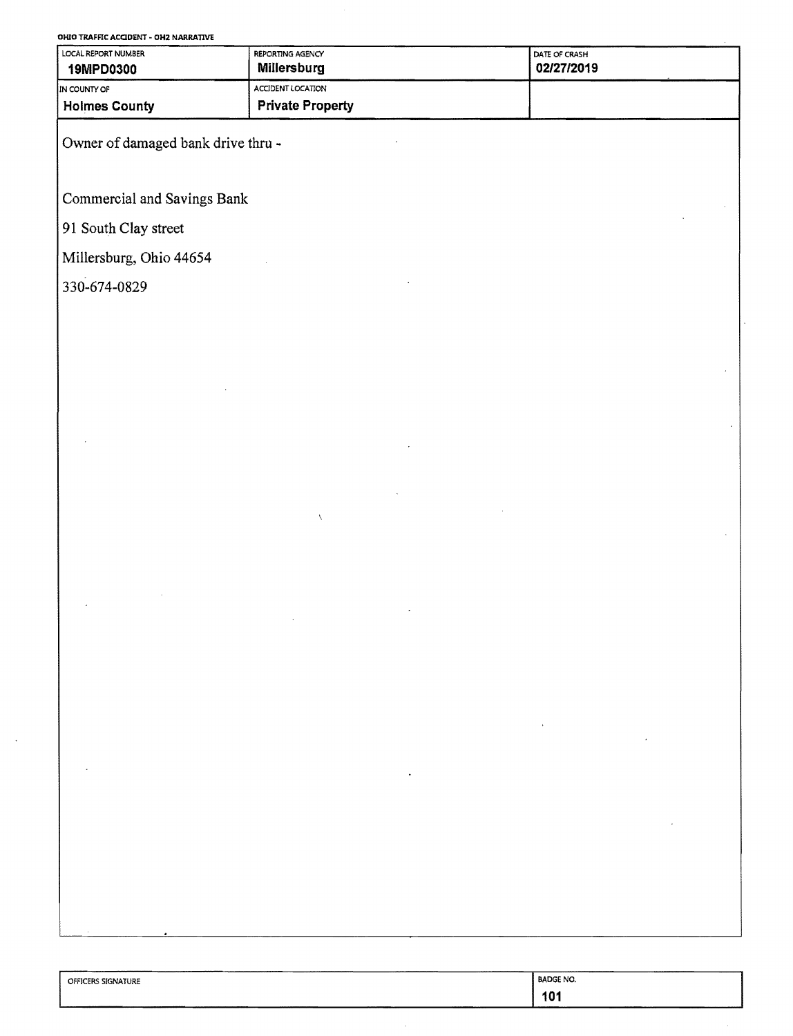**OHIO TRAFFIC ACCIDENT - OH2 NARRATIVE**

| LOCAL REPORT NUMBER | REPORTING AGENCY | DATE OF CRASH |
| --- | --- | --- |
| **19MPD0300** | **Millersburg** | **02/27/2019** |
| IN COUNTY OF | ACCIDENT LOCATION | |
| **Holmes County** | **Private Property** | |

Owner of damaged bank drive thru -

Commercial and Savings Bank

91 South Clay street

Millersburg, Ohio 44654

330-674-0829

| OFFICERS SIGNATURE | BADGE NO. |
| --- | --- |
| | **101** |